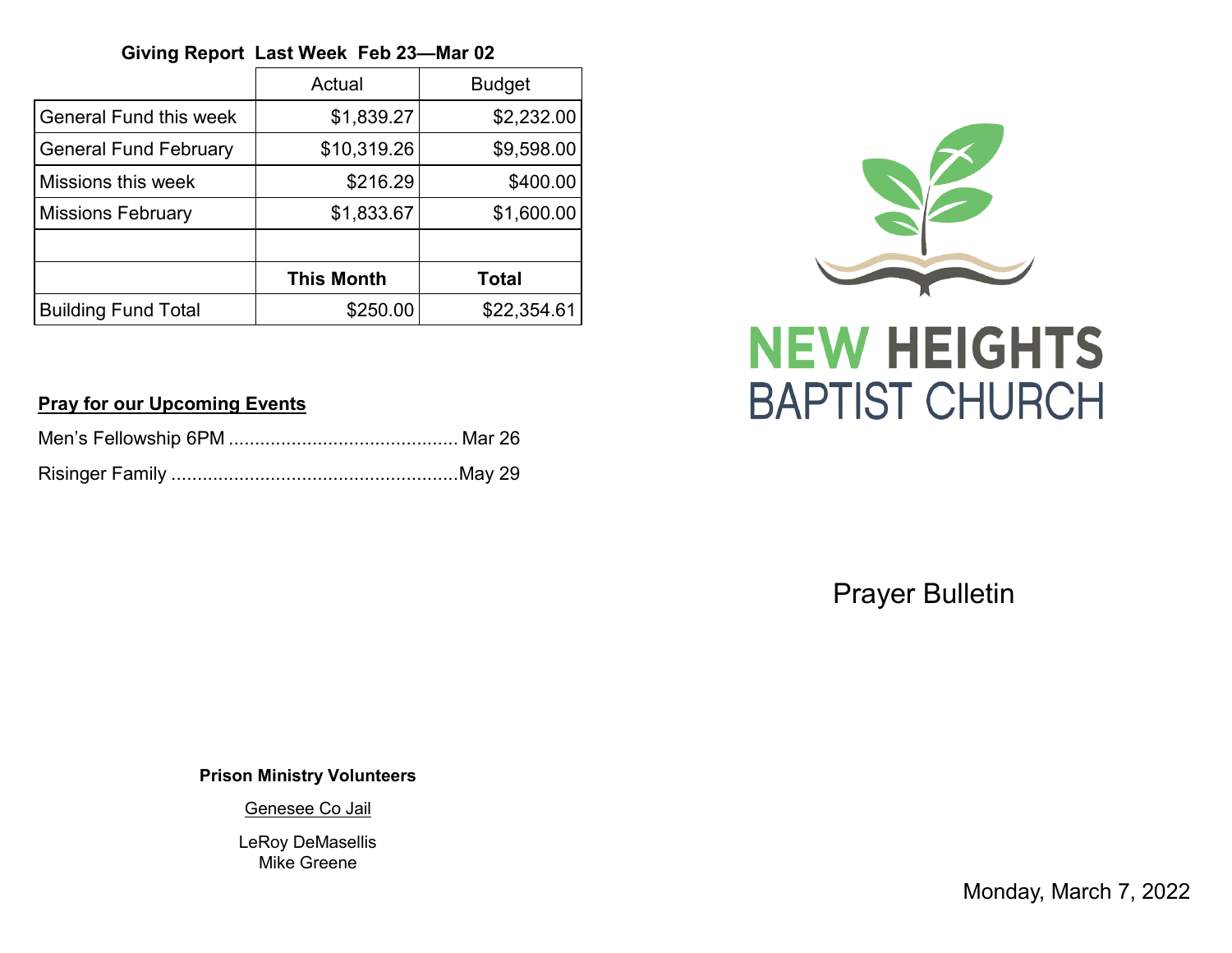**Giving Report Last Week Feb 23—Mar 02**

| | Actual | Budget |
|---|---|---|
| General Fund this week | $1,839.27 | $2,232.00 |
| General Fund February | $10,319.26 | $9,598.00 |
| Missions this week | $216.29 | $400.00 |
| Missions February | $1,833.67 | $1,600.00 |
| | | |
| | **This Month** | **Total** |
| Building Fund Total | $250.00 | $22,354.61 |

**<u>Pray for our Upcoming Events</u>**

Men's Fellowship 6PM ............................................ Mar 26

Risinger Family .......................................................May 29

**Prison Ministry Volunteers**

<u>Genesee Co Jail</u>

LeRoy DeMasellis
Mike Greene

# NEW HEIGHTS BAPTIST CHURCH

Prayer Bulletin

Monday, March 7, 2022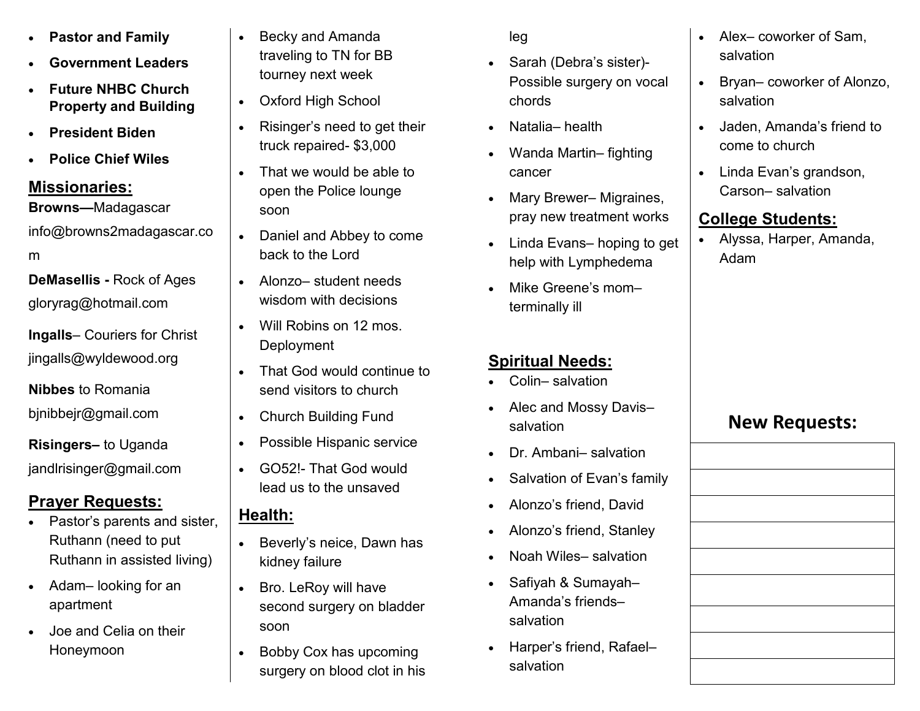- **Pastor and Family**
- **Government Leaders**
- **Future NHBC Church Property and Building**
- **President Biden**
- **Police Chief Wiles**

## Missionaries:

**Browns—**Madagascar
info@browns2madagascar.com

**DeMasellis -** Rock of Ages
gloryrag@hotmail.com

**Ingalls**– Couriers for Christ
jingalls@wyldewood.org

**Nibbes** to Romania
bjnibbejr@gmail.com

**Risingers–** to Uganda
jandlrisinger@gmail.com

## Prayer Requests:

- Pastor's parents and sister, Ruthann (need to put Ruthann in assisted living)
- Adam– looking for an apartment
- Joe and Celia on their Honeymoon
- Becky and Amanda traveling to TN for BB tourney next week
- Oxford High School
- Risinger's need to get their truck repaired- $3,000
- That we would be able to open the Police lounge soon
- Daniel and Abbey to come back to the Lord
- Alonzo– student needs wisdom with decisions
- Will Robins on 12 mos. Deployment
- That God would continue to send visitors to church
- Church Building Fund
- Possible Hispanic service
- GO52!- That God would lead us to the unsaved

## Health:

- Beverly's neice, Dawn has kidney failure
- Bro. LeRoy will have second surgery on bladder soon
- Bobby Cox has upcoming surgery on blood clot in his leg
- Sarah (Debra's sister)- Possible surgery on vocal chords
- Natalia– health
- Wanda Martin– fighting cancer
- Mary Brewer– Migraines, pray new treatment works
- Linda Evans– hoping to get help with Lymphedema
- Mike Greene's mom– terminally ill

## Spiritual Needs:

- Colin– salvation
- Alec and Mossy Davis– salvation
- Dr. Ambani– salvation
- Salvation of Evan's family
- Alonzo's friend, David
- Alonzo's friend, Stanley
- Noah Wiles– salvation
- Safiyah & Sumayah– Amanda's friends– salvation
- Harper's friend, Rafael– salvation
- Alex– coworker of Sam, salvation
- Bryan– coworker of Alonzo, salvation
- Jaden, Amanda's friend to come to church
- Linda Evan's grandson, Carson– salvation

## College Students:

- Alyssa, Harper, Amanda, Adam

## New Requests:

| |
|---|
| |
| |
| |
| |
| |
| |
| |
| |